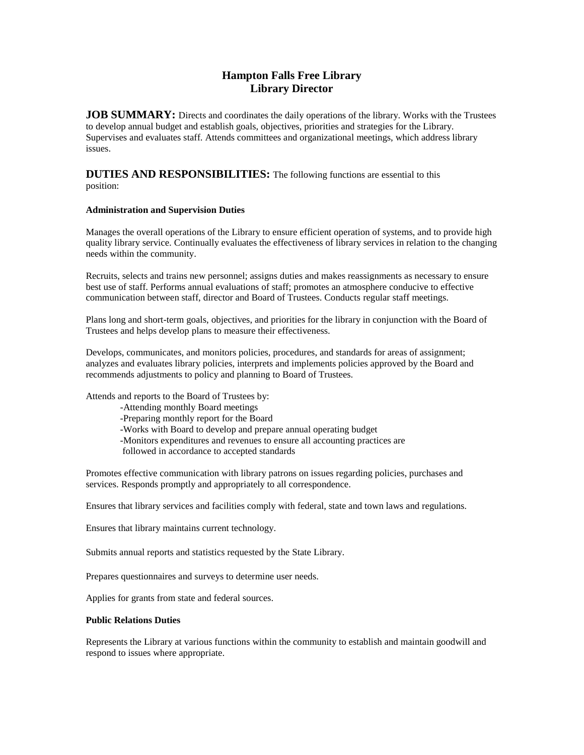# Hampton Falls Free Library
# Library Director

**JOB SUMMARY:** Directs and coordinates the daily operations of the library. Works with the Trustees to develop annual budget and establish goals, objectives, priorities and strategies for the Library. Supervises and evaluates staff. Attends committees and organizational meetings, which address library issues.

**DUTIES AND RESPONSIBILITIES:** The following functions are essential to this position:

### Administration and Supervision Duties

Manages the overall operations of the Library to ensure efficient operation of systems, and to provide high quality library service. Continually evaluates the effectiveness of library services in relation to the changing needs within the community.

Recruits, selects and trains new personnel; assigns duties and makes reassignments as necessary to ensure best use of staff. Performs annual evaluations of staff; promotes an atmosphere conducive to effective communication between staff, director and Board of Trustees. Conducts regular staff meetings.

Plans long and short-term goals, objectives, and priorities for the library in conjunction with the Board of Trustees and helps develop plans to measure their effectiveness.

Develops, communicates, and monitors policies, procedures, and standards for areas of assignment; analyzes and evaluates library policies, interprets and implements policies approved by the Board and recommends adjustments to policy and planning to Board of Trustees.

Attends and reports to the Board of Trustees by:

- Attending monthly Board meetings
- Preparing monthly report for the Board
- Works with Board to develop and prepare annual operating budget
- Monitors expenditures and revenues to ensure all accounting practices are followed in accordance to accepted standards

Promotes effective communication with library patrons on issues regarding policies, purchases and services. Responds promptly and appropriately to all correspondence.

Ensures that library services and facilities comply with federal, state and town laws and regulations.

Ensures that library maintains current technology.

Submits annual reports and statistics requested by the State Library.

Prepares questionnaires and surveys to determine user needs.

Applies for grants from state and federal sources.

### Public Relations Duties

Represents the Library at various functions within the community to establish and maintain goodwill and respond to issues where appropriate.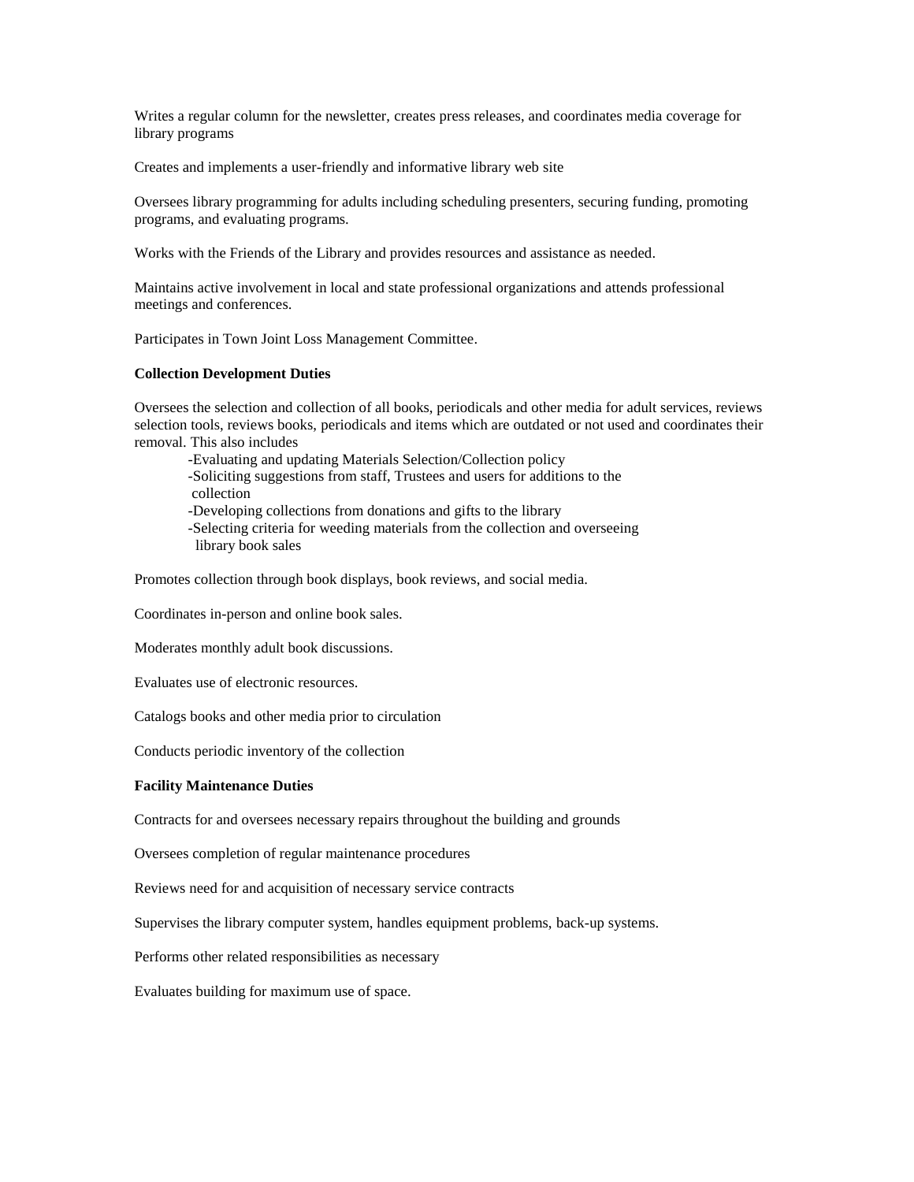Writes a regular column for the newsletter, creates press releases, and coordinates media coverage for library programs

Creates and implements a user-friendly and informative library web site

Oversees library programming for adults including scheduling presenters, securing funding, promoting programs, and evaluating programs.

Works with the Friends of the Library and provides resources and assistance as needed.

Maintains active involvement in local and state professional organizations and attends professional meetings and conferences.

Participates in Town Joint Loss Management Committee.

**Collection Development Duties**

Oversees the selection and collection of all books, periodicals and other media for adult services, reviews selection tools, reviews books, periodicals and items which are outdated or not used and coordinates their removal. This also includes

- Evaluating and updating Materials Selection/Collection policy
- Soliciting suggestions from staff, Trustees and users for additions to the collection
- Developing collections from donations and gifts to the library
- Selecting criteria for weeding materials from the collection and overseeing library book sales

Promotes collection through book displays, book reviews, and social media.

Coordinates in-person and online book sales.

Moderates monthly adult book discussions.

Evaluates use of electronic resources.

Catalogs books and other media prior to circulation

Conducts periodic inventory of the collection

**Facility Maintenance Duties**

Contracts for and oversees necessary repairs throughout the building and grounds

Oversees completion of regular maintenance procedures

Reviews need for and acquisition of necessary service contracts

Supervises the library computer system, handles equipment problems, back-up systems.

Performs other related responsibilities as necessary

Evaluates building for maximum use of space.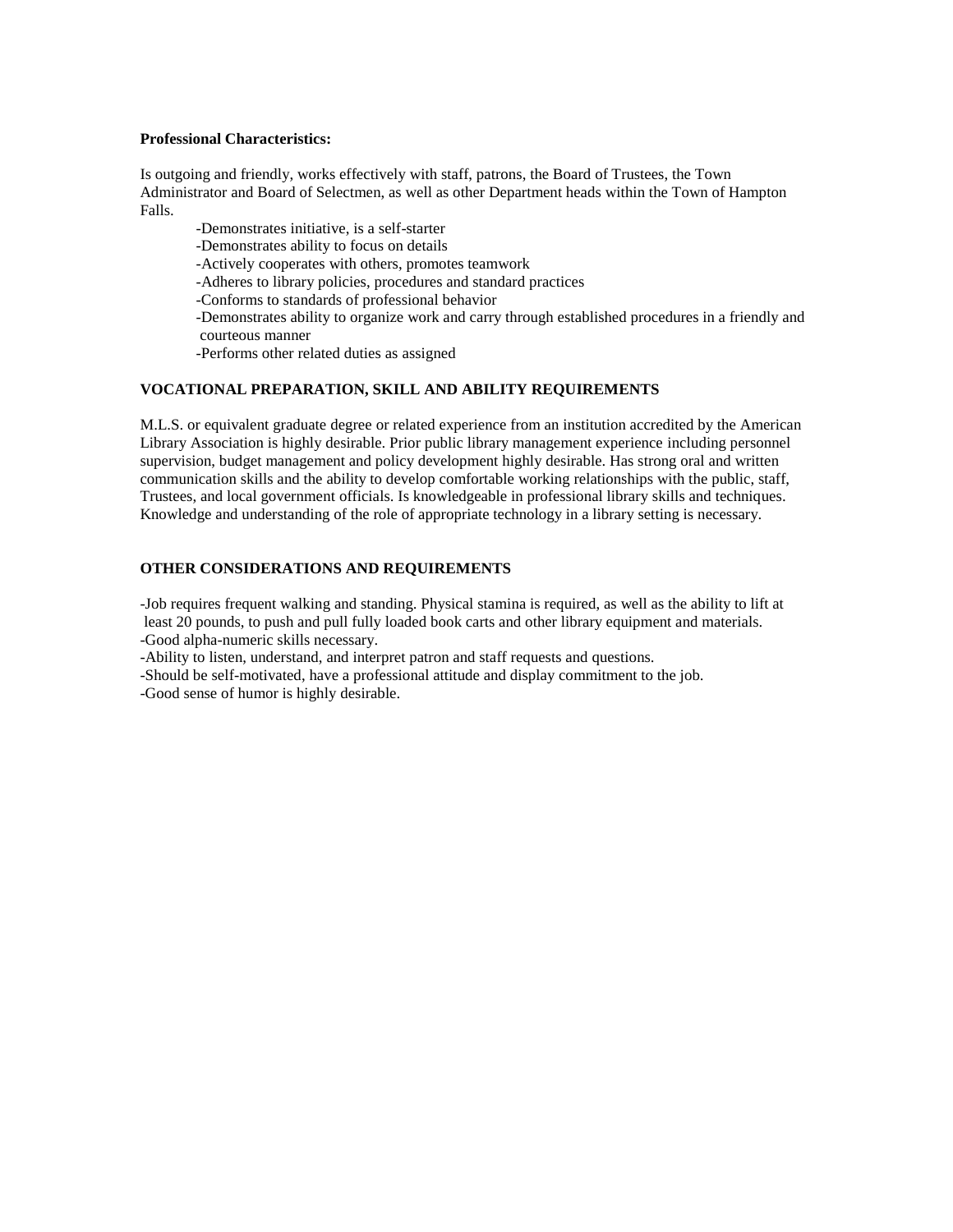**Professional Characteristics:**

Is outgoing and friendly, works effectively with staff, patrons, the Board of Trustees, the Town Administrator and Board of Selectmen, as well as other Department heads within the Town of Hampton Falls.

- Demonstrates initiative, is a self-starter
- Demonstrates ability to focus on details
- Actively cooperates with others, promotes teamwork
- Adheres to library policies, procedures and standard practices
- Conforms to standards of professional behavior
- Demonstrates ability to organize work and carry through established procedures in a friendly and courteous manner
- Performs other related duties as assigned

**VOCATIONAL PREPARATION, SKILL AND ABILITY REQUIREMENTS**

M.L.S. or equivalent graduate degree or related experience from an institution accredited by the American Library Association is highly desirable. Prior public library management experience including personnel supervision, budget management and policy development highly desirable. Has strong oral and written communication skills and the ability to develop comfortable working relationships with the public, staff, Trustees, and local government officials. Is knowledgeable in professional library skills and techniques. Knowledge and understanding of the role of appropriate technology in a library setting is necessary.

**OTHER CONSIDERATIONS AND REQUIREMENTS**

- Job requires frequent walking and standing. Physical stamina is required, as well as the ability to lift at least 20 pounds, to push and pull fully loaded book carts and other library equipment and materials.
- Good alpha-numeric skills necessary.
- Ability to listen, understand, and interpret patron and staff requests and questions.
- Should be self-motivated, have a professional attitude and display commitment to the job.
- Good sense of humor is highly desirable.